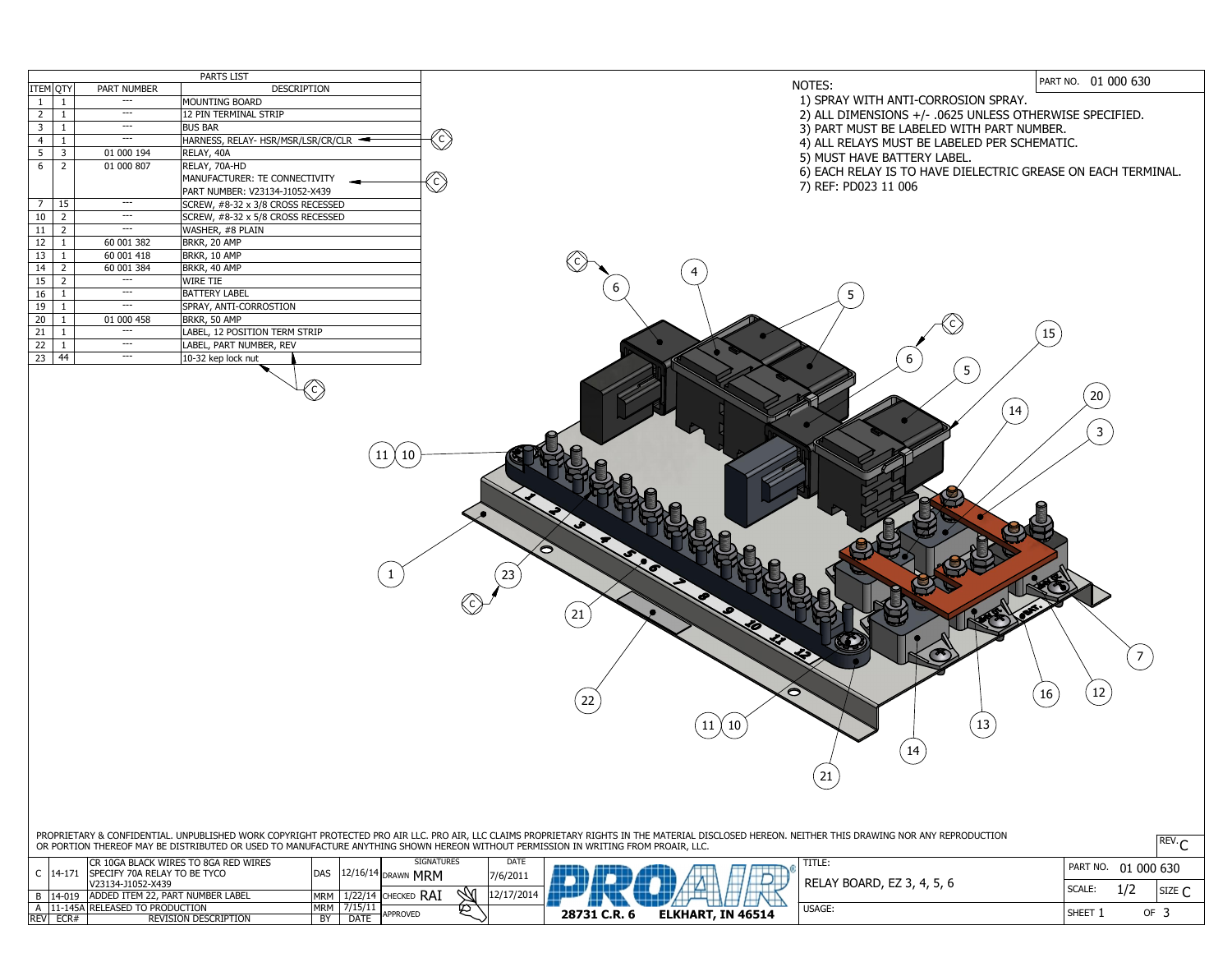## PARTS LIST

| ITEM | QTY | PART NUMBER | DESCRIPTION |
|---|---|---|---|
| 1 | 1 | --- | MOUNTING BOARD |
| 2 | 1 | --- | 12 PIN TERMINAL STRIP |
| 3 | 1 | --- | BUS BAR |
| 4 | 1 | --- | HARNESS, RELAY- HSR/MSR/LSR/CR/CLR |
| 5 | 3 | 01 000 194 | RELAY, 40A |
| 6 | 2 | 01 000 807 | RELAY, 70A-HD MANUFACTURER: TE CONNECTIVITY PART NUMBER: V23134-J1052-X439 |
| 7 | 15 | --- | SCREW, #8-32 x 3/8 CROSS RECESSED |
| 10 | 2 | --- | SCREW, #8-32 x 5/8 CROSS RECESSED |
| 11 | 2 | --- | WASHER, #8 PLAIN |
| 12 | 1 | 60 001 382 | BRKR, 20 AMP |
| 13 | 1 | 60 001 418 | BRKR, 10 AMP |
| 14 | 2 | 60 001 384 | BRKR, 40 AMP |
| 15 | 2 | --- | WIRE TIE |
| 16 | 1 | --- | BATTERY LABEL |
| 19 | 1 | --- | SPRAY, ANTI-CORROSTION |
| 20 | 1 | 01 000 458 | BRKR, 50 AMP |
| 21 | 1 | --- | LABEL, 12 POSITION TERM STRIP |
| 22 | 1 | --- | LABEL, PART NUMBER, REV |
| 23 | 44 | --- | 10-32 kep lock nut |

PART NO. 01 000 630

NOTES:
1) SPRAY WITH ANTI-CORROSION SPRAY.
2) ALL DIMENSIONS +/- .0625 UNLESS OTHERWISE SPECIFIED.
3) PART MUST BE LABELED WITH PART NUMBER.
4) ALL RELAYS MUST BE LABELED PER SCHEMATIC.
5) MUST HAVE BATTERY LABEL.
6) EACH RELAY IS TO HAVE DIELECTRIC GREASE ON EACH TERMINAL.
7) REF: PD023 11 006

PROPRIETARY & CONFIDENTIAL. UNPUBLISHED WORK COPYRIGHT PROTECTED PRO AIR LLC. PRO AIR, LLC CLAIMS PROPRIETARY RIGHTS IN THE MATERIAL DISCLOSED HEREON. NEITHER THIS DRAWING NOR ANY REPRODUCTION OR PORTION THEREOF MAY BE DISTRIBUTED OR USED TO MANUFACTURE ANYTHING SHOWN HEREON WITHOUT PERMISSION IN WRITING FROM PROAIR, LLC.

| REV | ECR# | REVISION DESCRIPTION | BY | DATE |
|---|---|---|---|---|
| C | 14-171 | CR 10GA BLACK WIRES TO 8GA RED WIRES SPECIFY 70A RELAY TO BE TYCO V23134-J1052-X439 | DAS | 12/16/14 |
| B | 14-019 | ADDED ITEM 22, PART NUMBER LABEL | MRM | 1/22/14 |
| A | 11-145A | RELEASED TO PRODUCTION | MRM | 7/15/11 |

| SIGNATURES | | DATE |
|---|---|---|
| DRAWN | MRM | 7/6/2011 |
| CHECKED | RAI | 12/17/2014 |
| APPROVED | | |

PROAIR® 28731 C.R. 6 ELKHART, IN 46514

TITLE: RELAY BOARD, EZ 3, 4, 5, 6

USAGE:

PART NO. 01 000 630 | REV. C | SCALE: 1/2 | SIZE C | SHEET 1 OF 3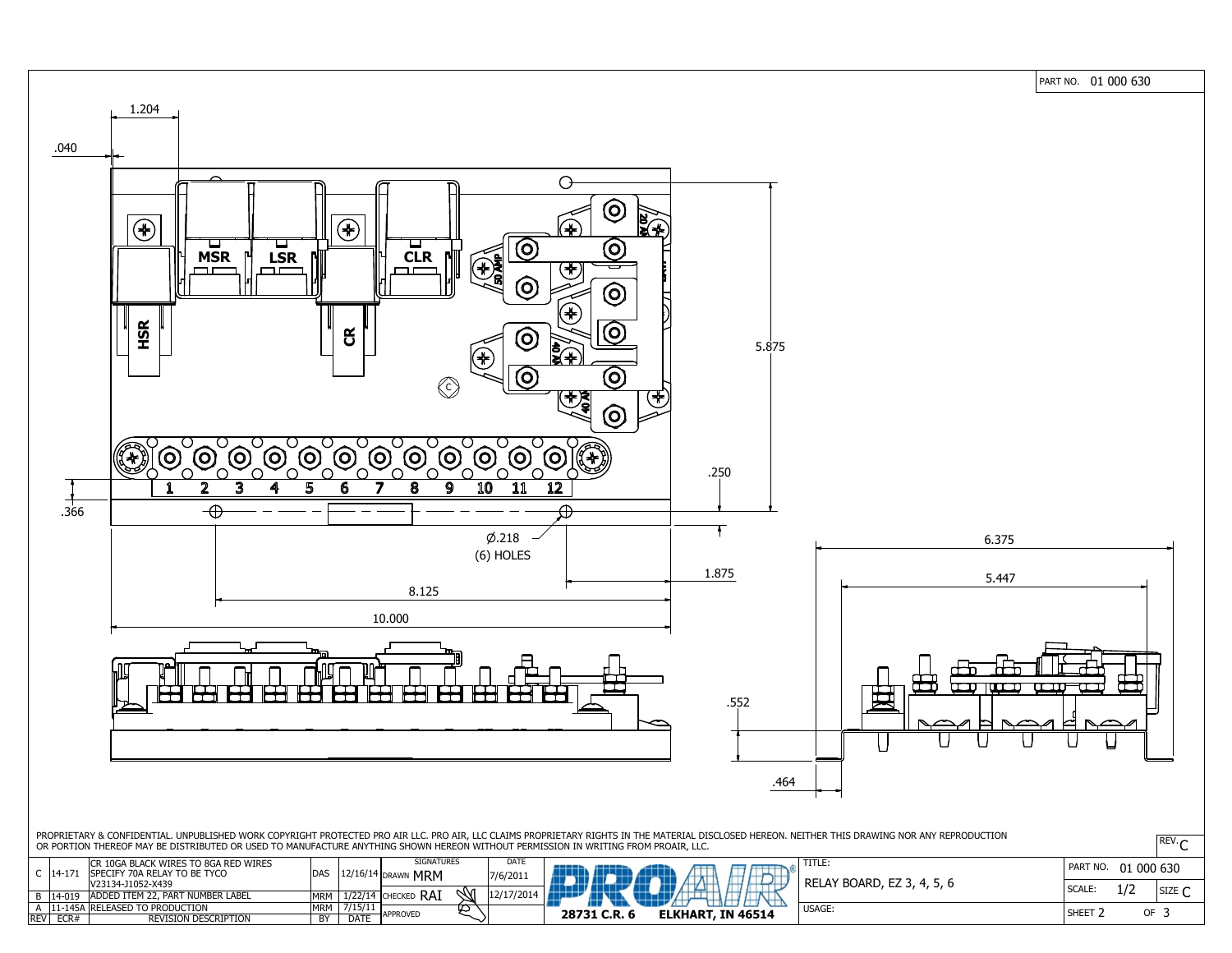PART NO. 01 000 630

1.204

.040

MSR LSR CLR

HSR CR

50 AMP

20 AMP

40 AMP

40 AMP

1 2 3 4 5 6 7 8 9 10 11 12

5.875

.250

.366

Ø.218
(6) HOLES

1.875

8.125

10.000

6.375

5.447

.552

.464

PROPRIETARY & CONFIDENTIAL. UNPUBLISHED WORK COPYRIGHT PROTECTED PRO AIR LLC. PRO AIR, LLC CLAIMS PROPRIETARY RIGHTS IN THE MATERIAL DISCLOSED HEREON. NEITHER THIS DRAWING NOR ANY REPRODUCTION OR PORTION THEREOF MAY BE DISTRIBUTED OR USED TO MANUFACTURE ANYTHING SHOWN HEREON WITHOUT PERMISSION IN WRITING FROM PROAIR, LLC.

| REV | ECR# | REVISION DESCRIPTION | BY | DATE |
|---|---|---|---|---|
| C | 14-171 | CR 10GA BLACK WIRES TO 8GA RED WIRES SPECIFY 70A RELAY TO BE TYCO V23134-J1052-X439 | DAS | 12/16/14 |
| B | 14-019 | ADDED ITEM 22, PART NUMBER LABEL | MRM | 1/22/14 |
| A | 11-145A | RELEASED TO PRODUCTION | MRM | 7/15/11 |

| SIGNATURES | | DATE |
|---|---|---|
| DRAWN | MRM | 7/6/2011 |
| CHECKED | RAI | 12/17/2014 |
| APPROVED | | |

PROAIR®
28731 C.R. 6 ELKHART, IN 46514

TITLE: RELAY BOARD, EZ 3, 4, 5, 6

USAGE:

PART NO. 01 000 630

SCALE: 1/2 SIZE C

REV. C

SHEET 2 OF 3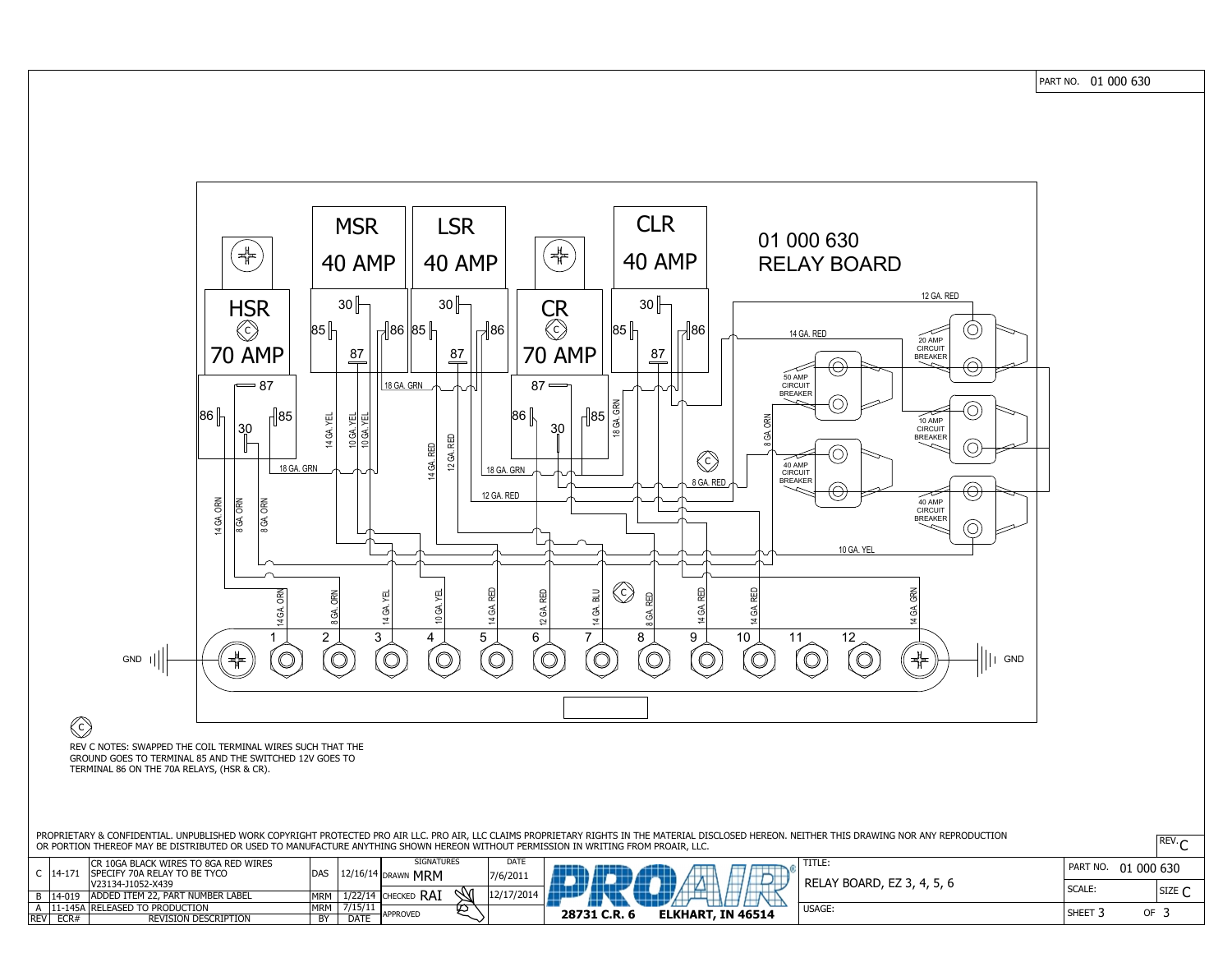PART NO. 01 000 630

MSR
40 AMP

LSR
40 AMP

CLR
40 AMP

01 000 630
RELAY BOARD

HSR
70 AMP

CR
70 AMP

30
85
86
87

12 GA. RED
14 GA. RED
20 AMP CIRCUIT BREAKER
50 AMP CIRCUIT BREAKER
10 AMP CIRCUIT BREAKER
40 AMP CIRCUIT BREAKER
40 AMP CIRCUIT BREAKER
18 GA. GRN
14 GA. YEL
10 GA. YEL
10 GA. YEL
14 GA. RED
12 GA. RED
18 GA. GRN
8 GA. ORN
18 GA. GRN
18 GA. GRN
12 GA. RED
8 GA. RED
14 GA. ORN
8 GA. ORN
8 GA. ORN
10 GA. YEL

14 GA. ORN
8 GA. ORN
14 GA. YEL
10 GA. YEL
14 GA. RED
12 GA. RED
14 GA. BLU
8 GA. RED
14 GA. RED
14 GA. RED
14 GA. GRN

GND 1 2 3 4 5 6 7 8 9 10 11 12 GND

REV C NOTES: SWAPPED THE COIL TERMINAL WIRES SUCH THAT THE GROUND GOES TO TERMINAL 85 AND THE SWITCHED 12V GOES TO TERMINAL 86 ON THE 70A RELAYS, (HSR & CR).

PROPRIETARY & CONFIDENTIAL. UNPUBLISHED WORK COPYRIGHT PROTECTED PRO AIR LLC. PRO AIR, LLC CLAIMS PROPRIETARY RIGHTS IN THE MATERIAL DISCLOSED HEREON. NEITHER THIS DRAWING NOR ANY REPRODUCTION OR PORTION THEREOF MAY BE DISTRIBUTED OR USED TO MANUFACTURE ANYTHING SHOWN HEREON WITHOUT PERMISSION IN WRITING FROM PROAIR, LLC.

| REV | ECR# | REVISION DESCRIPTION | BY | DATE |
|---|---|---|---|---|
| C | 14-171 | CR 10GA BLACK WIRES TO 8GA RED WIRES SPECIFY 70A RELAY TO BE TYCO V23134-J1052-X439 | DAS | 12/16/14 |
| B | 14-019 | ADDED ITEM 22, PART NUMBER LABEL | MRM | 1/22/14 |
| A | 11-145A | RELEASED TO PRODUCTION | MRM | 7/15/11 |

| | SIGNATURES | DATE |
|---|---|---|
| DRAWN | MRM | 7/6/2011 |
| CHECKED | RAI | 12/17/2014 |
| APPROVED | | |

PROAIR®
28731 C.R. 6 ELKHART, IN 46514

TITLE: RELAY BOARD, EZ 3, 4, 5, 6

USAGE:

PART NO. 01 000 630

SCALE:

SIZE C

REV. C

SHEET 3 OF 3